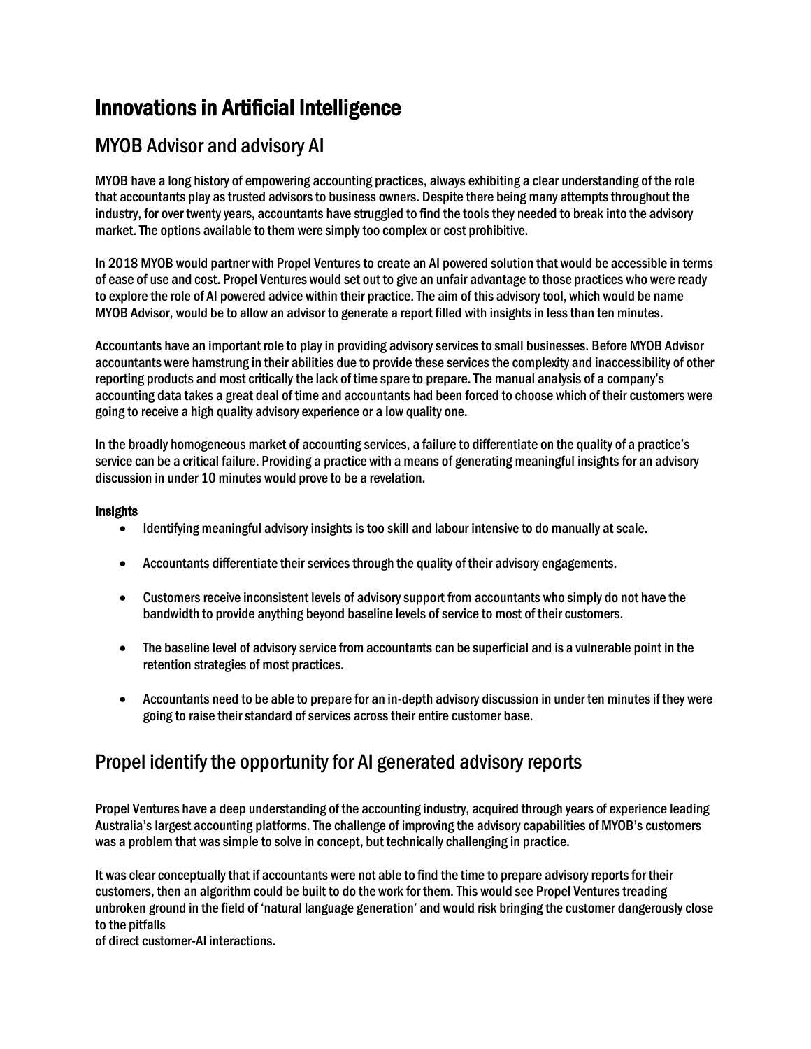# Innovations in Artificial Intelligence

## MYOB Advisor and advisory AI

MYOB have a long history of empowering accounting practices, always exhibiting a clear understanding of the role that accountants play as trusted advisors to business owners. Despite there being many attempts throughout the industry, for over twenty years, accountants have struggled to find the tools they needed to break into the advisory market. The options available to them were simply too complex or cost prohibitive.

In 2018 MYOB would partner with Propel Ventures to create an AI powered solution that would be accessible in terms of ease of use and cost. Propel Ventures would set out to give an unfair advantage to those practices who were ready to explore the role of AI powered advice within their practice. The aim of this advisory tool, which would be name MYOB Advisor, would be to allow an advisor to generate a report filled with insights in less than ten minutes.

Accountants have an important role to play in providing advisory services to small businesses. Before MYOB Advisor accountants were hamstrung in their abilities due to provide these services the complexity and inaccessibility of other reporting products and most critically the lack of time spare to prepare. The manual analysis of a company's accounting data takes a great deal of time and accountants had been forced to choose which of their customers were going to receive a high quality advisory experience or a low quality one.

In the broadly homogeneous market of accounting services, a failure to differentiate on the quality of a practice's service can be a critical failure. Providing a practice with a means of generating meaningful insights for an advisory discussion in under 10 minutes would prove to be a revelation.

#### Insights

- Identifying meaningful advisory insights is too skill and labour intensive to do manually at scale.
- Accountants differentiate their services through the quality of their advisory engagements.
- Customers receive inconsistent levels of advisory support from accountants who simply do not have the bandwidth to provide anything beyond baseline levels of service to most of their customers.
- The baseline level of advisory service from accountants can be superficial and is a vulnerable point in the retention strategies of most practices.
- Accountants need to be able to prepare for an in-depth advisory discussion in under ten minutes if they were going to raise their standard of services across their entire customer base.

## Propel identify the opportunity for AI generated advisory reports

Propel Ventures have a deep understanding of the accounting industry, acquired through years of experience leading Australia's largest accounting platforms. The challenge of improving the advisory capabilities of MYOB's customers was a problem that was simple to solve in concept, but technically challenging in practice.

It was clear conceptually that if accountants were not able to find the time to prepare advisory reports for their customers, then an algorithm could be built to do the work for them. This would see Propel Ventures treading unbroken ground in the field of 'natural language generation' and would risk bringing the customer dangerously close to the pitfalls of direct customer-AI interactions.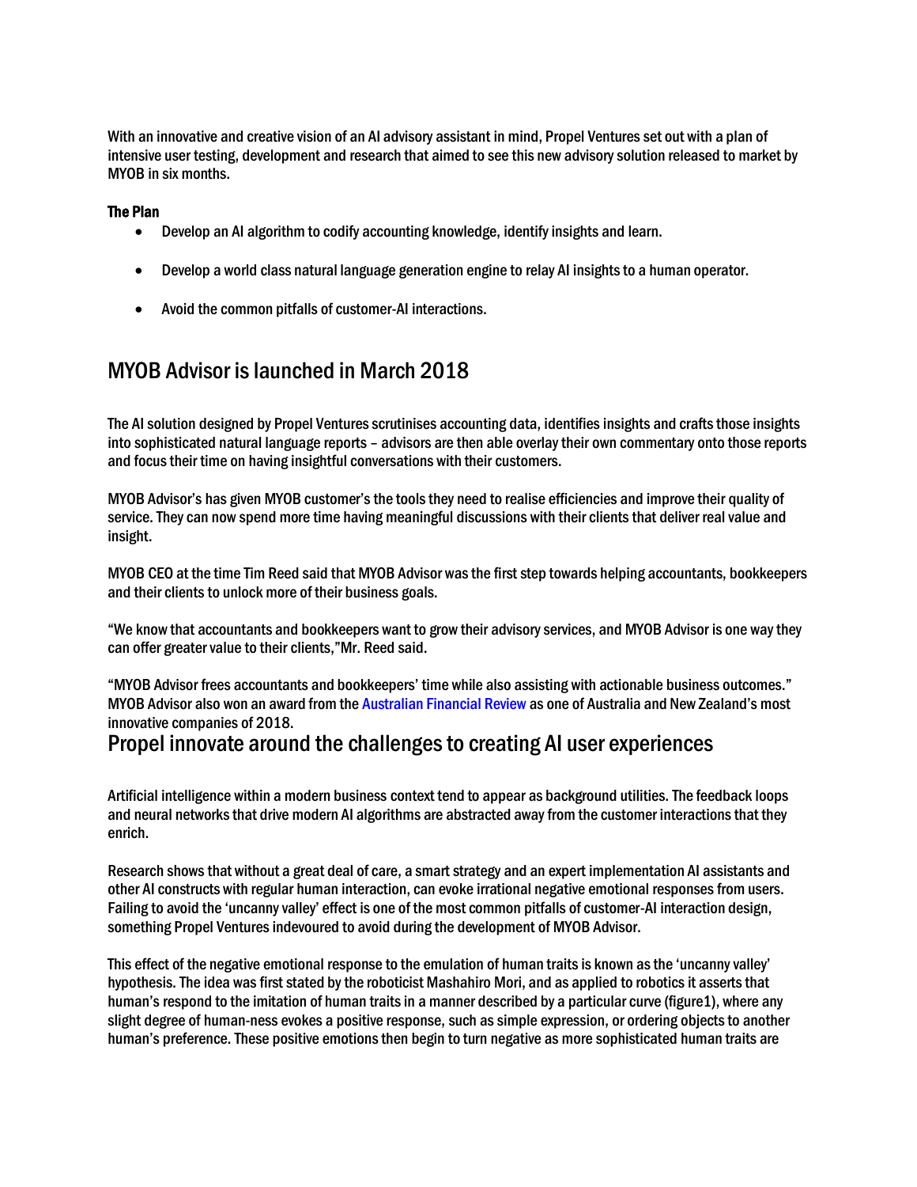With an innovative and creative vision of an AI advisory assistant in mind, Propel Ventures set out with a plan of intensive user testing, development and research that aimed to see this new advisory solution released to market by MYOB in six months.

**The Plan**

- Develop an AI algorithm to codify accounting knowledge, identify insights and learn.
- Develop a world class natural language generation engine to relay AI insights to a human operator.
- Avoid the common pitfalls of customer-AI interactions.

## MYOB Advisor is launched in March 2018

The AI solution designed by Propel Ventures scrutinises accounting data, identifies insights and crafts those insights into sophisticated natural language reports – advisors are then able overlay their own commentary onto those reports and focus their time on having insightful conversations with their customers.

MYOB Advisor's has given MYOB customer's the tools they need to realise efficiencies and improve their quality of service. They can now spend more time having meaningful discussions with their clients that deliver real value and insight.

MYOB CEO at the time Tim Reed said that MYOB Advisor was the first step towards helping accountants, bookkeepers and their clients to unlock more of their business goals.

"We know that accountants and bookkeepers want to grow their advisory services, and MYOB Advisor is one way they can offer greater value to their clients,"Mr. Reed said.

"MYOB Advisor frees accountants and bookkeepers' time while also assisting with actionable business outcomes." MYOB Advisor also won an award from the Australian Financial Review as one of Australia and New Zealand's most innovative companies of 2018.

## Propel innovate around the challenges to creating AI user experiences

Artificial intelligence within a modern business context tend to appear as background utilities. The feedback loops and neural networks that drive modern AI algorithms are abstracted away from the customer interactions that they enrich.

Research shows that without a great deal of care, a smart strategy and an expert implementation AI assistants and other AI constructs with regular human interaction, can evoke irrational negative emotional responses from users. Failing to avoid the 'uncanny valley' effect is one of the most common pitfalls of customer-AI interaction design, something Propel Ventures indevoured to avoid during the development of MYOB Advisor.

This effect of the negative emotional response to the emulation of human traits is known as the 'uncanny valley' hypothesis. The idea was first stated by the roboticist Mashahiro Mori, and as applied to robotics it asserts that human's respond to the imitation of human traits in a manner described by a particular curve (figure1), where any slight degree of human-ness evokes a positive response, such as simple expression, or ordering objects to another human's preference. These positive emotions then begin to turn negative as more sophisticated human traits are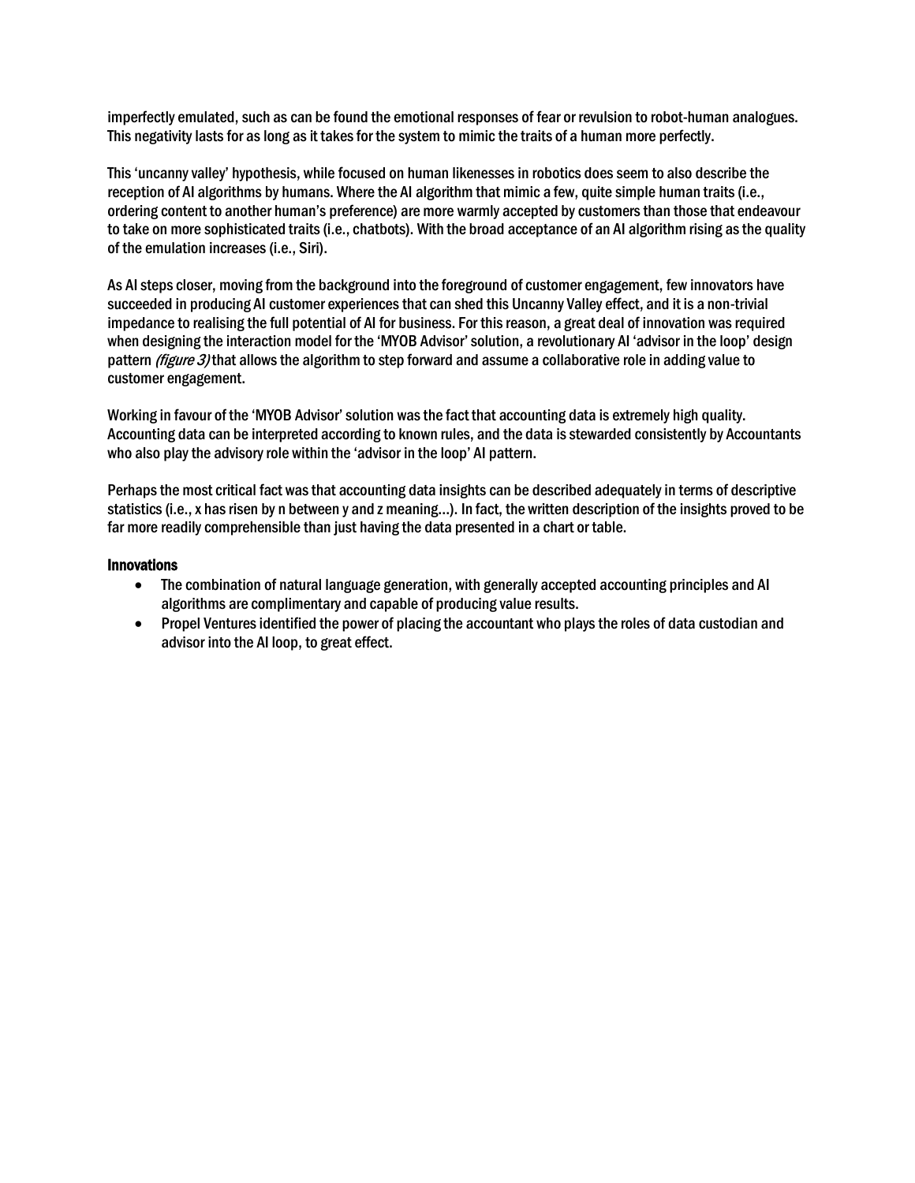imperfectly emulated, such as can be found the emotional responses of fear or revulsion to robot-human analogues. This negativity lasts for as long as it takes for the system to mimic the traits of a human more perfectly.

This 'uncanny valley' hypothesis, while focused on human likenesses in robotics does seem to also describe the reception of AI algorithms by humans. Where the AI algorithm that mimic a few, quite simple human traits (i.e., ordering content to another human's preference) are more warmly accepted by customers than those that endeavour to take on more sophisticated traits (i.e., chatbots). With the broad acceptance of an AI algorithm rising as the quality of the emulation increases (i.e., Siri).

As AI steps closer, moving from the background into the foreground of customer engagement, few innovators have succeeded in producing AI customer experiences that can shed this Uncanny Valley effect, and it is a non-trivial impedance to realising the full potential of AI for business. For this reason, a great deal of innovation was required when designing the interaction model for the 'MYOB Advisor' solution, a revolutionary AI 'advisor in the loop' design pattern *(figure 3)* that allows the algorithm to step forward and assume a collaborative role in adding value to customer engagement.

Working in favour of the 'MYOB Advisor' solution was the fact that accounting data is extremely high quality. Accounting data can be interpreted according to known rules, and the data is stewarded consistently by Accountants who also play the advisory role within the 'advisor in the loop' AI pattern.

Perhaps the most critical fact was that accounting data insights can be described adequately in terms of descriptive statistics (i.e., x has risen by n between y and z meaning…). In fact, the written description of the insights proved to be far more readily comprehensible than just having the data presented in a chart or table.

### Innovations

- The combination of natural language generation, with generally accepted accounting principles and AI algorithms are complimentary and capable of producing value results.
- Propel Ventures identified the power of placing the accountant who plays the roles of data custodian and advisor into the AI loop, to great effect.